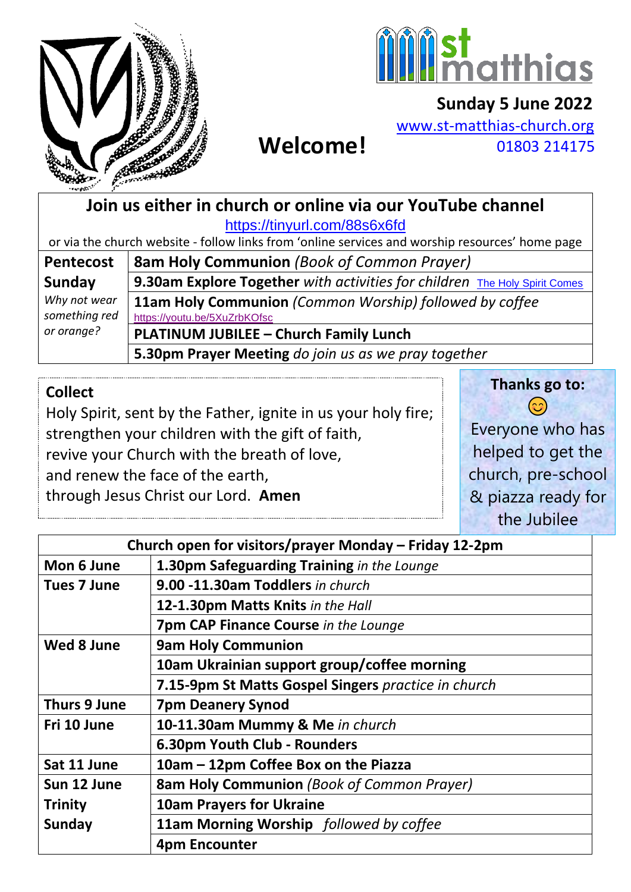# st matthias

**Sunday 5 June 2022**

www.st-matthias-church.org

01803 214175

# Welcome!

## Join us either in church or online via our YouTube channel

https://tinyurl.com/88s6x6fd

or via the church website - follow links from 'online services and worship resources' home page

| **Pentecost Sunday** *Why not wear something red or orange?* | **8am Holy Communion** *(Book of Common Prayer)* |
|---|---|
| | **9.30am Explore Together** *with activities for children* The Holy Spirit Comes |
| | **11am Holy Communion** *(Common Worship) followed by coffee* https://youtu.be/5XuZrbKOfsc |
| | **PLATINUM JUBILEE – Church Family Lunch** |
| | **5.30pm Prayer Meeting** *do join us as we pray together* |

**Collect**

Holy Spirit, sent by the Father, ignite in us your holy fire;
strengthen your children with the gift of faith,
revive your Church with the breath of love,
and renew the face of the earth,
through Jesus Christ our Lord. **Amen**

**Thanks go to:**

😊

Everyone who has helped to get the church, pre-school & piazza ready for the Jubilee

| **Church open for visitors/prayer Monday – Friday 12-2pm** | |
|---|---|
| **Mon 6 June** | **1.30pm Safeguarding Training** *in the Lounge* |
| **Tues 7 June** | **9.00 -11.30am Toddlers** *in church* |
| | **12-1.30pm Matts Knits** *in the Hall* |
| | **7pm CAP Finance Course** *in the Lounge* |
| **Wed 8 June** | **9am Holy Communion** |
| | **10am Ukrainian support group/coffee morning** |
| | **7.15-9pm St Matts Gospel Singers** *practice in church* |
| **Thurs 9 June** | **7pm Deanery Synod** |
| **Fri 10 June** | **10-11.30am Mummy & Me** *in church* |
| | **6.30pm Youth Club - Rounders** |
| **Sat 11 June** | **10am – 12pm Coffee Box on the Piazza** |
| **Sun 12 June Trinity Sunday** | **8am Holy Communion** *(Book of Common Prayer)* |
| | **10am Prayers for Ukraine** |
| | **11am Morning Worship** *followed by coffee* |
| | **4pm Encounter** |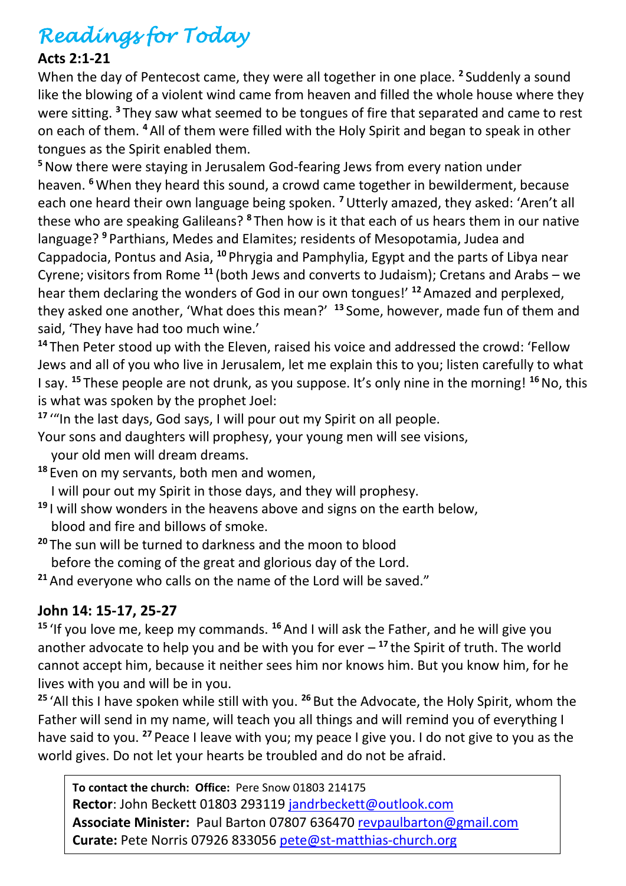# *Readings for Today*

**Acts 2:1-21**

When the day of Pentecost came, they were all together in one place. [2] Suddenly a sound like the blowing of a violent wind came from heaven and filled the whole house where they were sitting. [3] They saw what seemed to be tongues of fire that separated and came to rest on each of them. [4] All of them were filled with the Holy Spirit and began to speak in other tongues as the Spirit enabled them.

[5] Now there were staying in Jerusalem God-fearing Jews from every nation under heaven. [6] When they heard this sound, a crowd came together in bewilderment, because each one heard their own language being spoken. [7] Utterly amazed, they asked: 'Aren't all these who are speaking Galileans? [8] Then how is it that each of us hears them in our native language? [9] Parthians, Medes and Elamites; residents of Mesopotamia, Judea and Cappadocia, Pontus and Asia, [10] Phrygia and Pamphylia, Egypt and the parts of Libya near Cyrene; visitors from Rome [11] (both Jews and converts to Judaism); Cretans and Arabs – we hear them declaring the wonders of God in our own tongues!' [12] Amazed and perplexed, they asked one another, 'What does this mean?' [13] Some, however, made fun of them and said, 'They have had too much wine.'

[14] Then Peter stood up with the Eleven, raised his voice and addressed the crowd: 'Fellow Jews and all of you who live in Jerusalem, let me explain this to you; listen carefully to what I say. [15] These people are not drunk, as you suppose. It's only nine in the morning! [16] No, this is what was spoken by the prophet Joel:

[17] '"In the last days, God says, I will pour out my Spirit on all people.
Your sons and daughters will prophesy, your young men will see visions,
your old men will dream dreams.
[18] Even on my servants, both men and women,
I will pour out my Spirit in those days, and they will prophesy.
[19] I will show wonders in the heavens above and signs on the earth below,
blood and fire and billows of smoke.
[20] The sun will be turned to darkness and the moon to blood
before the coming of the great and glorious day of the Lord.
[21] And everyone who calls on the name of the Lord will be saved."

**John 14: 15-17, 25-27**

[15] 'If you love me, keep my commands. [16] And I will ask the Father, and he will give you another advocate to help you and be with you for ever – [17] the Spirit of truth. The world cannot accept him, because it neither sees him nor knows him. But you know him, for he lives with you and will be in you.

[25] 'All this I have spoken while still with you. [26] But the Advocate, the Holy Spirit, whom the Father will send in my name, will teach you all things and will remind you of everything I have said to you. [27] Peace I leave with you; my peace I give you. I do not give to you as the world gives. Do not let your hearts be troubled and do not be afraid.

**To contact the church: Office:** Pere Snow 01803 214175
**Rector**: John Beckett 01803 293119 jandrbeckett@outlook.com
**Associate Minister:** Paul Barton 07807 636470 revpaulbarton@gmail.com
**Curate:** Pete Norris 07926 833056 pete@st-matthias-church.org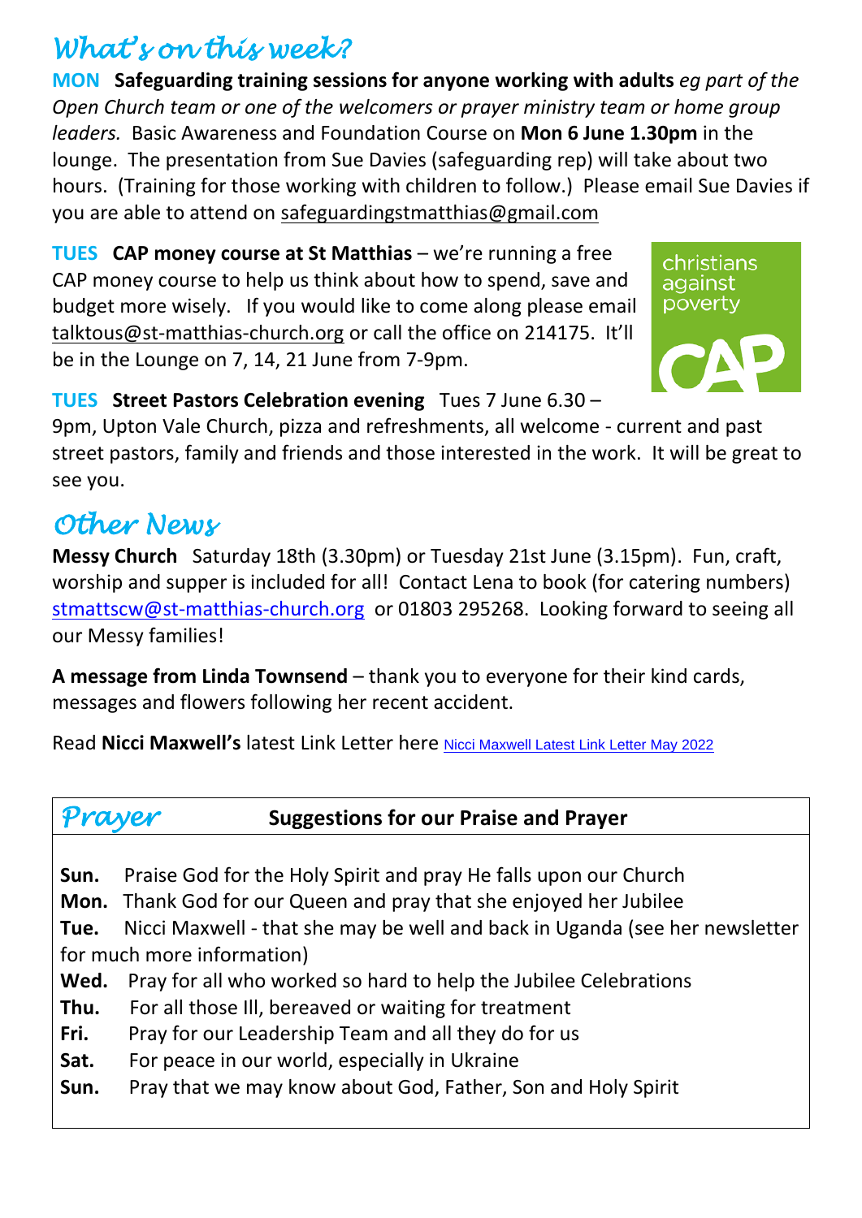## *What's on this week?*

**MON Safeguarding training sessions for anyone working with adults** *eg part of the Open Church team or one of the welcomers or prayer ministry team or home group leaders.* Basic Awareness and Foundation Course on **Mon 6 June 1.30pm** in the lounge. The presentation from Sue Davies (safeguarding rep) will take about two hours. (Training for those working with children to follow.) Please email Sue Davies if you are able to attend on safeguardingstmatthias@gmail.com

**TUES CAP money course at St Matthias** – we're running a free CAP money course to help us think about how to spend, save and budget more wisely. If you would like to come along please email talktous@st-matthias-church.org or call the office on 214175. It'll be in the Lounge on 7, 14, 21 June from 7-9pm.

christians against poverty CAP

**TUES Street Pastors Celebration evening** Tues 7 June 6.30 – 9pm, Upton Vale Church, pizza and refreshments, all welcome - current and past street pastors, family and friends and those interested in the work. It will be great to see you.

## *Other News*

**Messy Church** Saturday 18th (3.30pm) or Tuesday 21st June (3.15pm). Fun, craft, worship and supper is included for all! Contact Lena to book (for catering numbers) stmattscw@st-matthias-church.org or 01803 295268. Looking forward to seeing all our Messy families!

**A message from Linda Townsend** – thank you to everyone for their kind cards, messages and flowers following her recent accident.

Read **Nicci Maxwell's** latest Link Letter here Nicci Maxwell Latest Link Letter May 2022

## *Prayer* — Suggestions for our Praise and Prayer

**Sun.** Praise God for the Holy Spirit and pray He falls upon our Church
**Mon.** Thank God for our Queen and pray that she enjoyed her Jubilee
**Tue.** Nicci Maxwell - that she may be well and back in Uganda (see her newsletter for much more information)
**Wed.** Pray for all who worked so hard to help the Jubilee Celebrations
**Thu.** For all those Ill, bereaved or waiting for treatment
**Fri.** Pray for our Leadership Team and all they do for us
**Sat.** For peace in our world, especially in Ukraine
**Sun.** Pray that we may know about God, Father, Son and Holy Spirit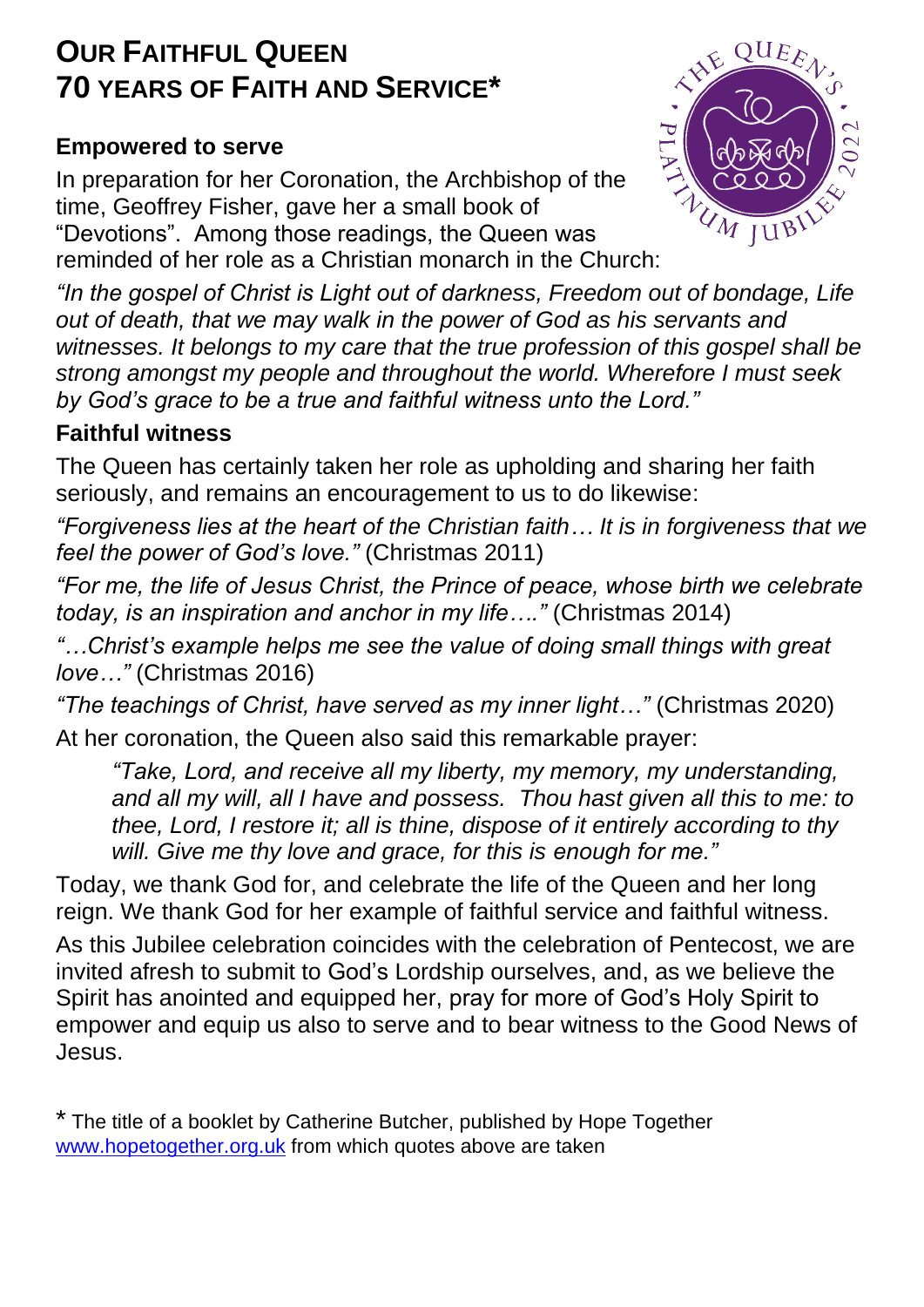# OUR FAITHFUL QUEEN
# 70 YEARS OF FAITH AND SERVICE*

### Empowered to serve

In preparation for her Coronation, the Archbishop of the time, Geoffrey Fisher, gave her a small book of "Devotions". Among those readings, the Queen was reminded of her role as a Christian monarch in the Church:

*"In the gospel of Christ is Light out of darkness, Freedom out of bondage, Life out of death, that we may walk in the power of God as his servants and witnesses. It belongs to my care that the true profession of this gospel shall be strong amongst my people and throughout the world. Wherefore I must seek by God's grace to be a true and faithful witness unto the Lord."*

### Faithful witness

The Queen has certainly taken her role as upholding and sharing her faith seriously, and remains an encouragement to us to do likewise:

*"Forgiveness lies at the heart of the Christian faith… It is in forgiveness that we feel the power of God's love."* (Christmas 2011)

*"For me, the life of Jesus Christ, the Prince of peace, whose birth we celebrate today, is an inspiration and anchor in my life…."* (Christmas 2014)

*"…Christ's example helps me see the value of doing small things with great love…"* (Christmas 2016)

*"The teachings of Christ, have served as my inner light…"* (Christmas 2020)

At her coronation, the Queen also said this remarkable prayer:

> *"Take, Lord, and receive all my liberty, my memory, my understanding, and all my will, all I have and possess. Thou hast given all this to me: to thee, Lord, I restore it; all is thine, dispose of it entirely according to thy will. Give me thy love and grace, for this is enough for me."*

Today, we thank God for, and celebrate the life of the Queen and her long reign. We thank God for her example of faithful service and faithful witness.

As this Jubilee celebration coincides with the celebration of Pentecost, we are invited afresh to submit to God's Lordship ourselves, and, as we believe the Spirit has anointed and equipped her, pray for more of God's Holy Spirit to empower and equip us also to serve and to bear witness to the Good News of Jesus.

\* The title of a booklet by Catherine Butcher, published by Hope Together www.hopetogether.org.uk from which quotes above are taken